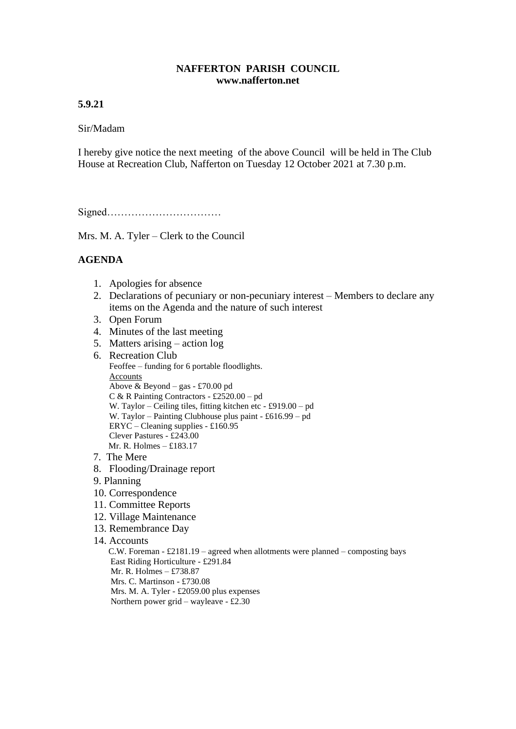**NAFFERTON PARISH COUNCIL**
**www.nafferton.net**

**5.9.21**

Sir/Madam

I hereby give notice the next meeting of the above Council will be held in The Club House at Recreation Club, Nafferton on Tuesday 12 October 2021 at 7.30 p.m.

Signed……………………………

Mrs. M. A. Tyler – Clerk to the Council

## AGENDA

1. Apologies for absence
2. Declarations of pecuniary or non-pecuniary interest – Members to declare any items on the Agenda and the nature of such interest
3. Open Forum
4. Minutes of the last meeting
5. Matters arising – action log
6. Recreation Club
   Feoffee – funding for 6 portable floodlights.
   Accounts
   Above & Beyond – gas - £70.00 pd
   C & R Painting Contractors - £2520.00 – pd
   W. Taylor – Ceiling tiles, fitting kitchen etc - £919.00 – pd
   W. Taylor – Painting Clubhouse plus paint - £616.99 – pd
   ERYC – Cleaning supplies - £160.95
   Clever Pastures - £243.00
   Mr. R. Holmes – £183.17
7. The Mere
8. Flooding/Drainage report
9. Planning
10. Correspondence
11. Committee Reports
12. Village Maintenance
13. Remembrance Day
14. Accounts
    C.W. Foreman - £2181.19 – agreed when allotments were planned – composting bays
    East Riding Horticulture - £291.84
    Mr. R. Holmes – £738.87
    Mrs. C. Martinson - £730.08
    Mrs. M. A. Tyler - £2059.00 plus expenses
    Northern power grid – wayleave - £2.30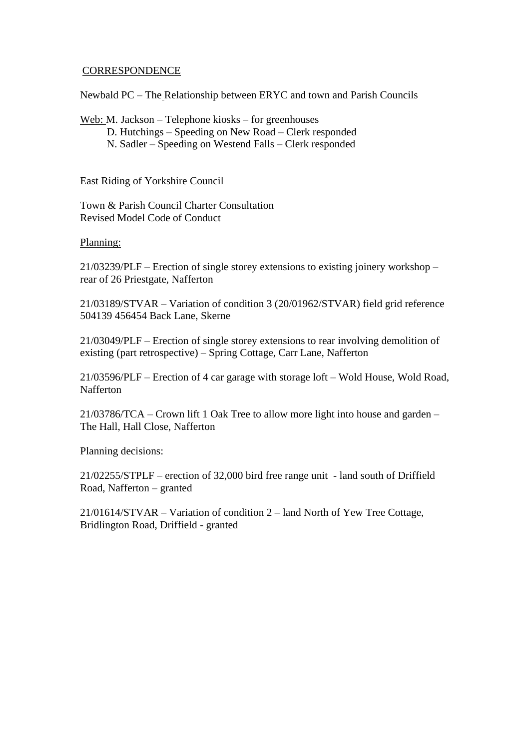CORRESPONDENCE

Newbald PC – The Relationship between ERYC and town and Parish Councils

Web: M. Jackson – Telephone kiosks – for greenhouses
D. Hutchings – Speeding on New Road – Clerk responded
N. Sadler – Speeding on Westend Falls – Clerk responded

East Riding of Yorkshire Council

Town & Parish Council Charter Consultation
Revised Model Code of Conduct

Planning:

21/03239/PLF – Erection of single storey extensions to existing joinery workshop – rear of 26 Priestgate, Nafferton

21/03189/STVAR – Variation of condition 3 (20/01962/STVAR) field grid reference 504139 456454 Back Lane, Skerne

21/03049/PLF – Erection of single storey extensions to rear involving demolition of existing (part retrospective) – Spring Cottage, Carr Lane, Nafferton

21/03596/PLF – Erection of 4 car garage with storage loft – Wold House, Wold Road, Nafferton

21/03786/TCA – Crown lift 1 Oak Tree to allow more light into house and garden – The Hall, Hall Close, Nafferton

Planning decisions:

21/02255/STPLF – erection of 32,000 bird free range unit - land south of Driffield Road, Nafferton – granted

21/01614/STVAR – Variation of condition 2 – land North of Yew Tree Cottage, Bridlington Road, Driffield - granted